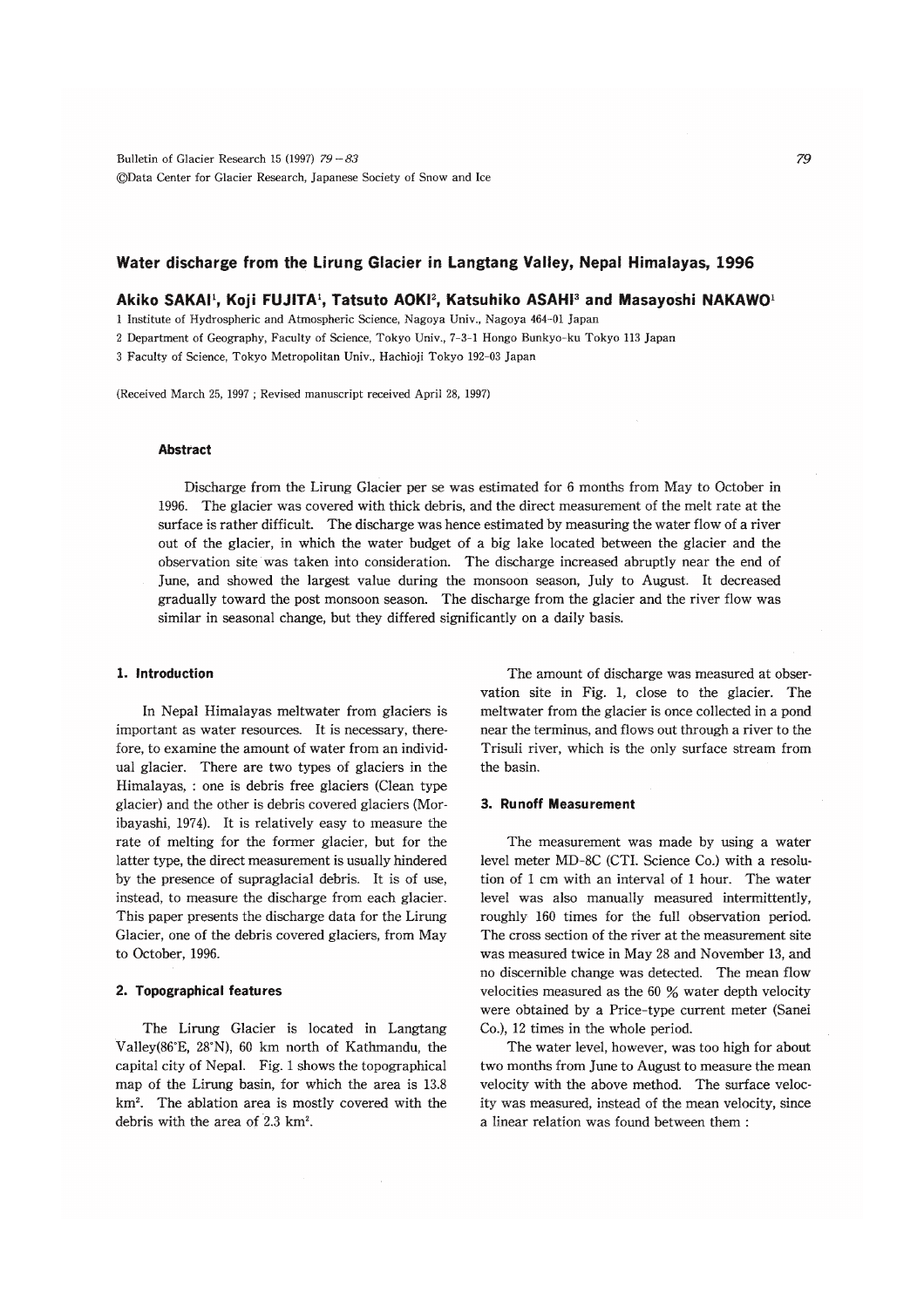# Water discharge from the Lirung Glacier in Langtang Valley, Nepal Himalayas, 1996

**Akiko SAKAI[1], Koji FUJITA[1], Tatsuto AOKI[2], Katsuhiko ASAHI[3] and Masayoshi NAKAWO[1]**

1 Institute of Hydrospheric and Atmospheric Science, Nagoya Univ., Nagoya 464-01 Japan

2 Department of Geography, Faculty of Science, Tokyo Univ., 7-3-1 Hongo Bunkyo-ku Tokyo 113 Japan

3 Faculty of Science, Tokyo Metropolitan Univ., Hachioji Tokyo 192-03 Japan

(Received March 25, 1997 ; Revised manuscript received April 28, 1997)

### Abstract

Discharge from the Lirung Glacier per se was estimated for 6 months from May to October in 1996. The glacier was covered with thick debris, and the direct measurement of the melt rate at the surface is rather difficult. The discharge was hence estimated by measuring the water flow of a river out of the glacier, in which the water budget of a big lake located between the glacier and the observation site was taken into consideration. The discharge increased abruptly near the end of June, and showed the largest value during the monsoon season, July to August. It decreased gradually toward the post monsoon season. The discharge from the glacier and the river flow was similar in seasonal change, but they differed significantly on a daily basis.

## 1. Introduction

In Nepal Himalayas meltwater from glaciers is important as water resources. It is necessary, therefore, to examine the amount of water from an individual glacier. There are two types of glaciers in the Himalayas, : one is debris free glaciers (Clean type glacier) and the other is debris covered glaciers (Moribayashi, 1974). It is relatively easy to measure the rate of melting for the former glacier, but for the latter type, the direct measurement is usually hindered by the presence of supraglacial debris. It is of use, instead, to measure the discharge from each glacier. This paper presents the discharge data for the Lirung Glacier, one of the debris covered glaciers, from May to October, 1996.

## 2. Topographical features

The Lirung Glacier is located in Langtang Valley(86°E, 28°N), 60 km north of Kathmandu, the capital city of Nepal. Fig. 1 shows the topographical map of the Lirung basin, for which the area is 13.8 km$^2$. The ablation area is mostly covered with the debris with the area of 2.3 km$^2$.

The amount of discharge was measured at observation site in Fig. 1, close to the glacier. The meltwater from the glacier is once collected in a pond near the terminus, and flows out through a river to the Trisuli river, which is the only surface stream from the basin.

## 3. Runoff Measurement

The measurement was made by using a water level meter MD-8C (CTI. Science Co.) with a resolution of 1 cm with an interval of 1 hour. The water level was also manually measured intermittently, roughly 160 times for the full observation period. The cross section of the river at the measurement site was measured twice in May 28 and November 13, and no discernible change was detected. The mean flow velocities measured as the 60 % water depth velocity were obtained by a Price-type current meter (Sanei Co.), 12 times in the whole period.

The water level, however, was too high for about two months from June to August to measure the mean velocity with the above method. The surface velocity was measured, instead of the mean velocity, since a linear relation was found between them :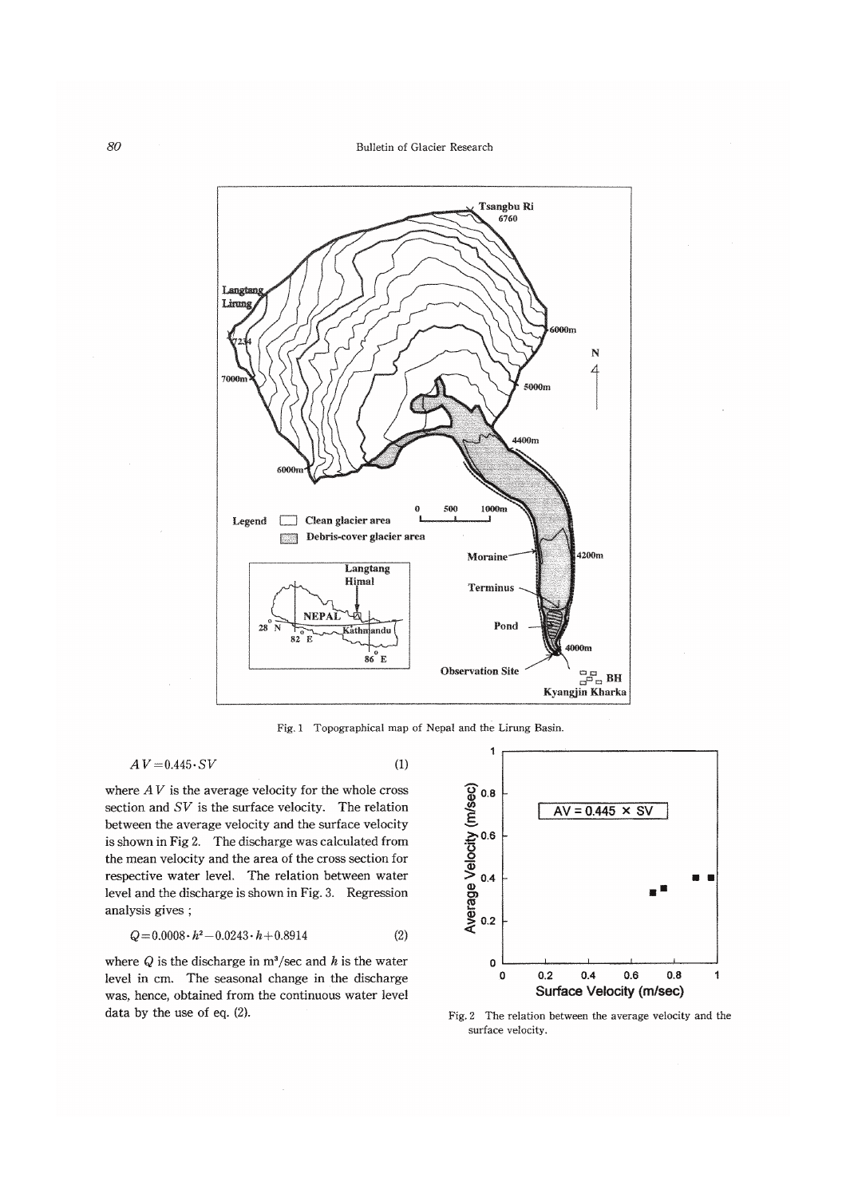Fig. 1 Topographical map of Nepal and the Lirung Basin.

$$AV = 0.445 \cdot SV \quad (1)$$

where $AV$ is the average velocity for the whole cross section and $SV$ is the surface velocity. The relation between the average velocity and the surface velocity is shown in Fig 2. The discharge was calculated from the mean velocity and the area of the cross section for respective water level. The relation between water level and the discharge is shown in Fig. 3. Regression analysis gives ;

$$Q = 0.0008 \cdot h^2 - 0.0243 \cdot h + 0.8914 \quad (2)$$

where $Q$ is the discharge in $m^3$/sec and $h$ is the water level in cm. The seasonal change in the discharge was, hence, obtained from the continuous water level data by the use of eq. (2).

Fig. 2 The relation between the average velocity and the surface velocity.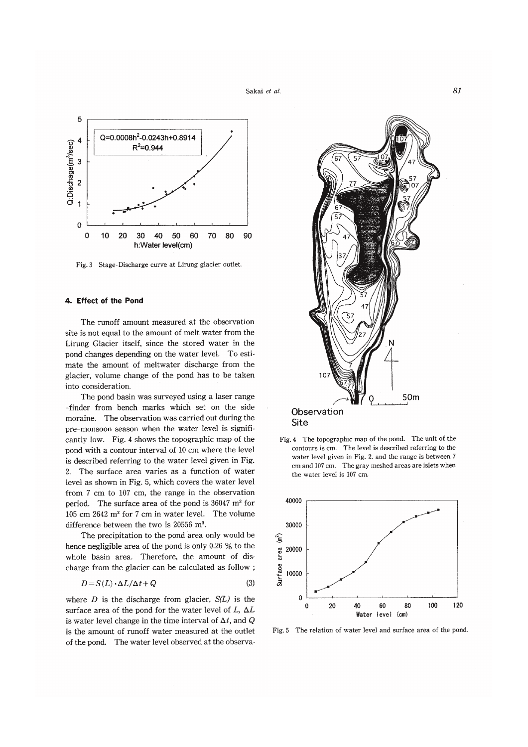Fig. 3 Stage-Discharge curve at Lirung glacier outlet.

## 4. Effect of the Pond

The runoff amount measured at the observation site is not equal to the amount of melt water from the Lirung Glacier itself, since the stored water in the pond changes depending on the water level. To estimate the amount of meltwater discharge from the glacier, volume change of the pond has to be taken into consideration.

The pond basin was surveyed using a laser range-finder from bench marks which set on the side moraine. The observation was carried out during the pre-monsoon season when the water level is significantly low. Fig. 4 shows the topographic map of the pond with a contour interval of 10 cm where the level is described referring to the water level given in Fig. 2. The surface area varies as a function of water level as shown in Fig. 5, which covers the water level from 7 cm to 107 cm, the range in the observation period. The surface area of the pond is 36047 m² for 105 cm 2642 m² for 7 cm in water level. The volume difference between the two is 20556 m³.

The precipitation to the pond area only would be hence negligible area of the pond is only 0.26 % to the whole basin area. Therefore, the amount of discharge from the glacier can be calculated as follow ;

$$D = S(L) \cdot \Delta L / \Delta t + Q \tag{3}$$

where $D$ is the discharge from glacier, $S(L)$ is the surface area of the pond for the water level of $L$, $\Delta L$ is water level change in the time interval of $\Delta t$, and $Q$ is the amount of runoff water measured at the outlet of the pond. The water level observed at the observa-

Fig. 4 The topographic map of the pond. The unit of the contours is cm. The level is described referring to the water level given in Fig. 2. and the range is between 7 cm and 107 cm. The gray meshed areas are islets when the water level is 107 cm.

Fig. 5 The relation of water level and surface area of the pond.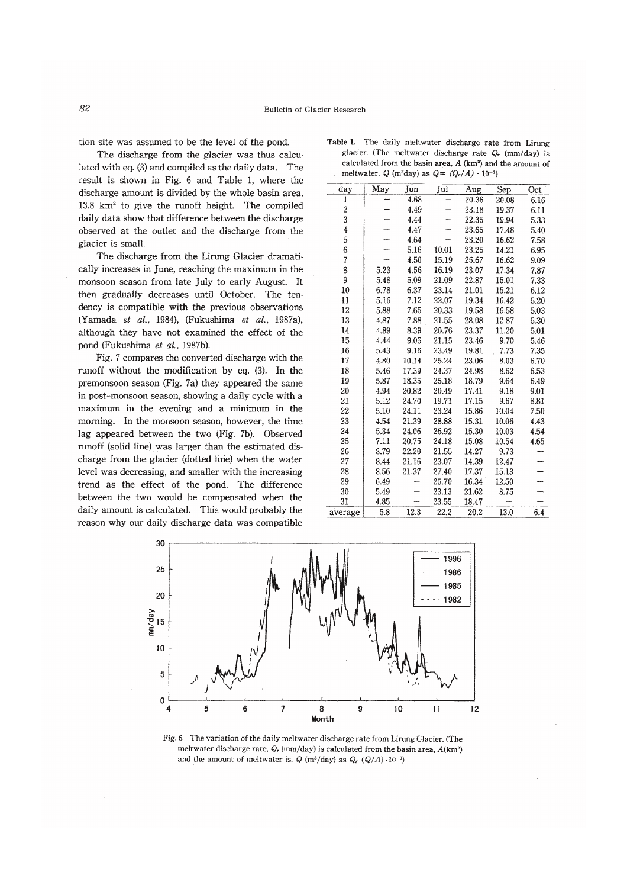tion site was assumed to be the level of the pond.

The discharge from the glacier was thus calculated with eq. (3) and compiled as the daily data. The result is shown in Fig. 6 and Table 1, where the discharge amount is divided by the whole basin area, 13.8 km$^2$ to give the runoff height. The compiled daily data show that difference between the discharge observed at the outlet and the discharge from the glacier is small.

The discharge from the Lirung Glacier dramatically increases in June, reaching the maximum in the monsoon season from late July to early August. It then gradually decreases until October. The tendency is compatible with the previous observations (Yamada *et al.*, 1984), (Fukushima *et al.*, 1987a), although they have not examined the effect of the pond (Fukushima *et al.*, 1987b).

Fig. 7 compares the converted discharge with the runoff without the modification by eq. (3). In the premonsoon season (Fig. 7a) they appeared the same in post-monsoon season, showing a daily cycle with a maximum in the evening and a minimum in the morning. In the monsoon season, however, the time lag appeared between the two (Fig. 7b). Observed runoff (solid line) was larger than the estimated discharge from the glacier (dotted line) when the water level was decreasing, and smaller with the increasing trend as the effect of the pond. The difference between the two would be compensated when the daily amount is calculated. This would probably the reason why our daily discharge data was compatible

**Table 1.** The daily meltwater discharge rate from Lirung glacier. (The meltwater discharge rate $Q_r$ (mm/day) is calculated from the basin area, $A$ (km$^2$) and the amount of meltwater, $Q$ (m$^3$day) as $Q = (Q_r/A) \cdot 10^{-3}$)

| day | May | Jun | Jul | Aug | Sep | Oct |
|---|---|---|---|---|---|---|
| 1 | – | 4.68 | – | 20.36 | 20.08 | 6.16 |
| 2 | – | 4.49 | – | 23.18 | 19.37 | 6.11 |
| 3 | – | 4.44 | – | 22.35 | 19.94 | 5.33 |
| 4 | – | 4.47 | – | 23.65 | 17.48 | 5.40 |
| 5 | – | 4.64 | – | 23.20 | 16.62 | 7.58 |
| 6 | – | 5.16 | 10.01 | 23.25 | 14.21 | 6.95 |
| 7 | – | 4.50 | 15.19 | 25.67 | 16.62 | 9.09 |
| 8 | 5.23 | 4.56 | 16.19 | 23.07 | 17.34 | 7.87 |
| 9 | 5.48 | 5.09 | 21.09 | 22.87 | 15.01 | 7.33 |
| 10 | 6.78 | 6.37 | 23.14 | 21.01 | 15.21 | 6.12 |
| 11 | 5.16 | 7.12 | 22.07 | 19.34 | 16.42 | 5.20 |
| 12 | 5.88 | 7.65 | 20.33 | 19.58 | 16.58 | 5.03 |
| 13 | 4.87 | 7.88 | 21.55 | 28.08 | 12.87 | 5.30 |
| 14 | 4.89 | 8.39 | 20.76 | 23.37 | 11.20 | 5.01 |
| 15 | 4.44 | 9.05 | 21.15 | 23.46 | 9.70 | 5.46 |
| 16 | 5.43 | 9.16 | 23.49 | 19.81 | 7.73 | 7.35 |
| 17 | 4.80 | 10.14 | 25.24 | 23.06 | 8.03 | 6.70 |
| 18 | 5.46 | 17.39 | 24.37 | 24.98 | 8.62 | 6.53 |
| 19 | 5.87 | 18.35 | 25.18 | 18.79 | 9.64 | 6.49 |
| 20 | 4.94 | 20.82 | 20.49 | 17.41 | 9.18 | 9.01 |
| 21 | 5.12 | 24.70 | 19.71 | 17.15 | 9.67 | 8.81 |
| 22 | 5.10 | 24.11 | 23.24 | 15.86 | 10.04 | 7.50 |
| 23 | 4.54 | 21.39 | 28.88 | 15.31 | 10.06 | 4.43 |
| 24 | 5.34 | 24.06 | 26.92 | 15.30 | 10.03 | 4.54 |
| 25 | 7.11 | 20.75 | 24.18 | 15.08 | 10.54 | 4.65 |
| 26 | 8.79 | 22.20 | 21.55 | 14.27 | 9.73 | – |
| 27 | 8.44 | 21.16 | 23.07 | 14.39 | 12.47 | – |
| 28 | 8.56 | 21.37 | 27.40 | 17.37 | 15.13 | – |
| 29 | 6.49 | – | 25.70 | 16.34 | 12.50 | – |
| 30 | 5.49 | – | 23.13 | 21.62 | 8.75 | – |
| 31 | 4.85 | – | 23.55 | 18.47 | – | – |
| average | 5.8 | 12.3 | 22.2 | 20.2 | 13.0 | 6.4 |

Fig. 6 The variation of the daily meltwater discharge rate from Lirung Glacier. (The meltwater discharge rate, $Q_r$ (mm/day) is calculated from the basin area, $A$(km$^2$) and the amount of meltwater is, $Q$ (m$^3$/day) as $Q_r$ $(Q/A) \cdot 10^{-3}$)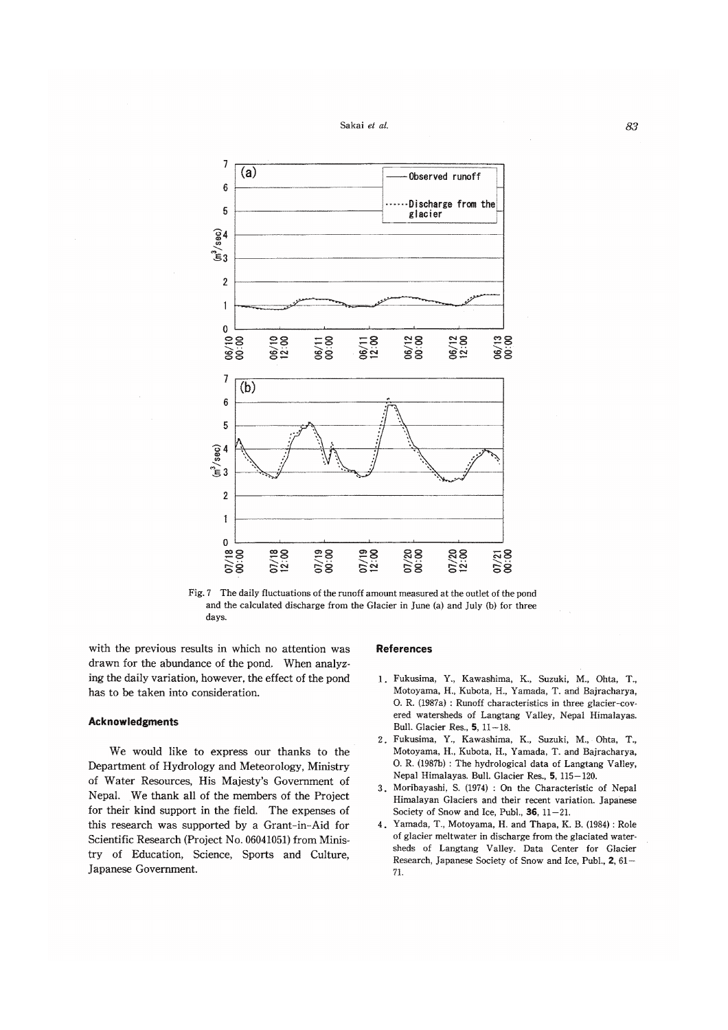(a)

Observed runoff

Discharge from the glacier

7
6
5
4
3
2
1
0

($m^3$/sec)

06/10 00:00
06/10 12:00
06/11 00:00
06/11 12:00
06/12 00:00
06/12 12:00
06/13 00:00

(b)

7
6
5
4
3
2
1
0

($m^3$/sec)

07/18 00:00
07/18 12:00
07/19 00:00
07/19 12:00
07/20 00:00
07/20 12:00
07/21 00:00

Fig. 7 The daily fluctuations of the runoff amount measured at the outlet of the pond and the calculated discharge from the Glacier in June (a) and July (b) for three days.

with the previous results in which no attention was drawn for the abundance of the pond. When analyzing the daily variation, however, the effect of the pond has to be taken into consideration.

## Acknowledgments

We would like to express our thanks to the Department of Hydrology and Meteorology, Ministry of Water Resources, His Majesty's Government of Nepal. We thank all of the members of the Project for their kind support in the field. The expenses of this research was supported by a Grant-in-Aid for Scientific Research (Project No. 06041051) from Ministry of Education, Science, Sports and Culture, Japanese Government.

## References

1. Fukusima, Y., Kawashima, K., Suzuki, M., Ohta, T., Motoyama, H., Kubota, H., Yamada, T. and Bajracharya, O. R. (1987a) : Runoff characteristics in three glacier-covered watersheds of Langtang Valley, Nepal Himalayas. Bull. Glacier Res., **5**, 11−18.
2. Fukusima, Y., Kawashima, K., Suzuki, M., Ohta, T., Motoyama, H., Kubota, H., Yamada, T. and Bajracharya, O. R. (1987b) : The hydrological data of Langtang Valley, Nepal Himalayas. Bull. Glacier Res., **5**, 115−120.
3. Moribayashi, S. (1974) : On the Characteristic of Nepal Himalayan Glaciers and their recent variation. Japanese Society of Snow and Ice, Publ., **36**, 11−21.
4. Yamada, T., Motoyama, H. and Thapa, K. B. (1984) : Role of glacier meltwater in discharge from the glaciated watersheds of Langtang Valley. Data Center for Glacier Research, Japanese Society of Snow and Ice, Publ., **2**, 61−71.